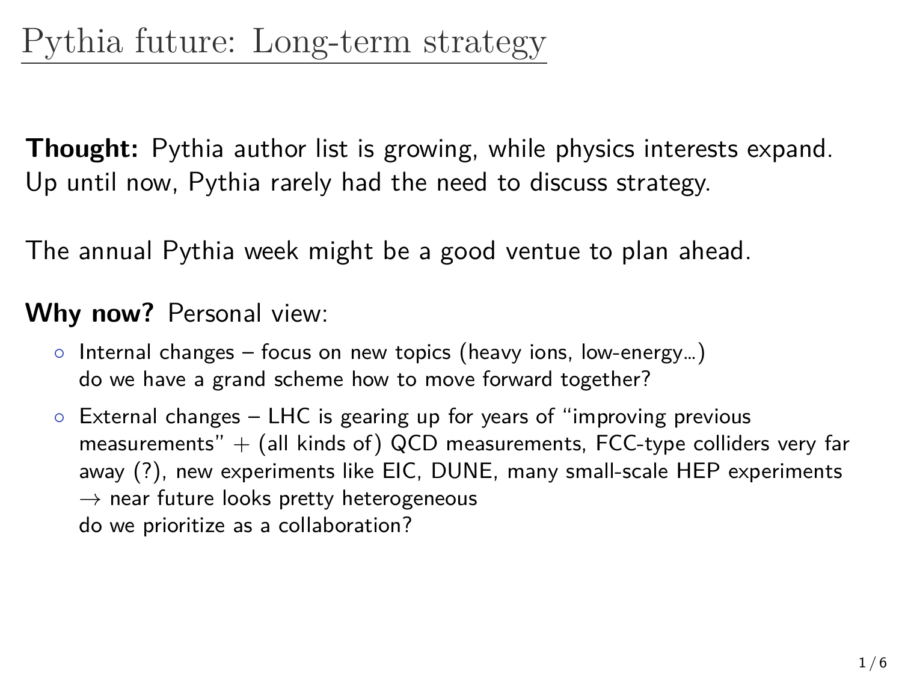# Pythia future: Long-term strategy

**Thought:** Pythia author list is growing, while physics interests expand. Up until now, Pythia rarely had the need to discuss strategy.

The annual Pythia week might be a good ventue to plan ahead.

**Why now?** Personal view:

- Internal changes – focus on new topics (heavy ions, low-energy…)
  do we have a grand scheme how to move forward together?
- External changes – LHC is gearing up for years of "improving previous measurements" + (all kinds of) QCD measurements, FCC-type colliders very far away (?), new experiments like EIC, DUNE, many small-scale HEP experiments
  → near future looks pretty heterogeneous
  do we prioritize as a collaboration?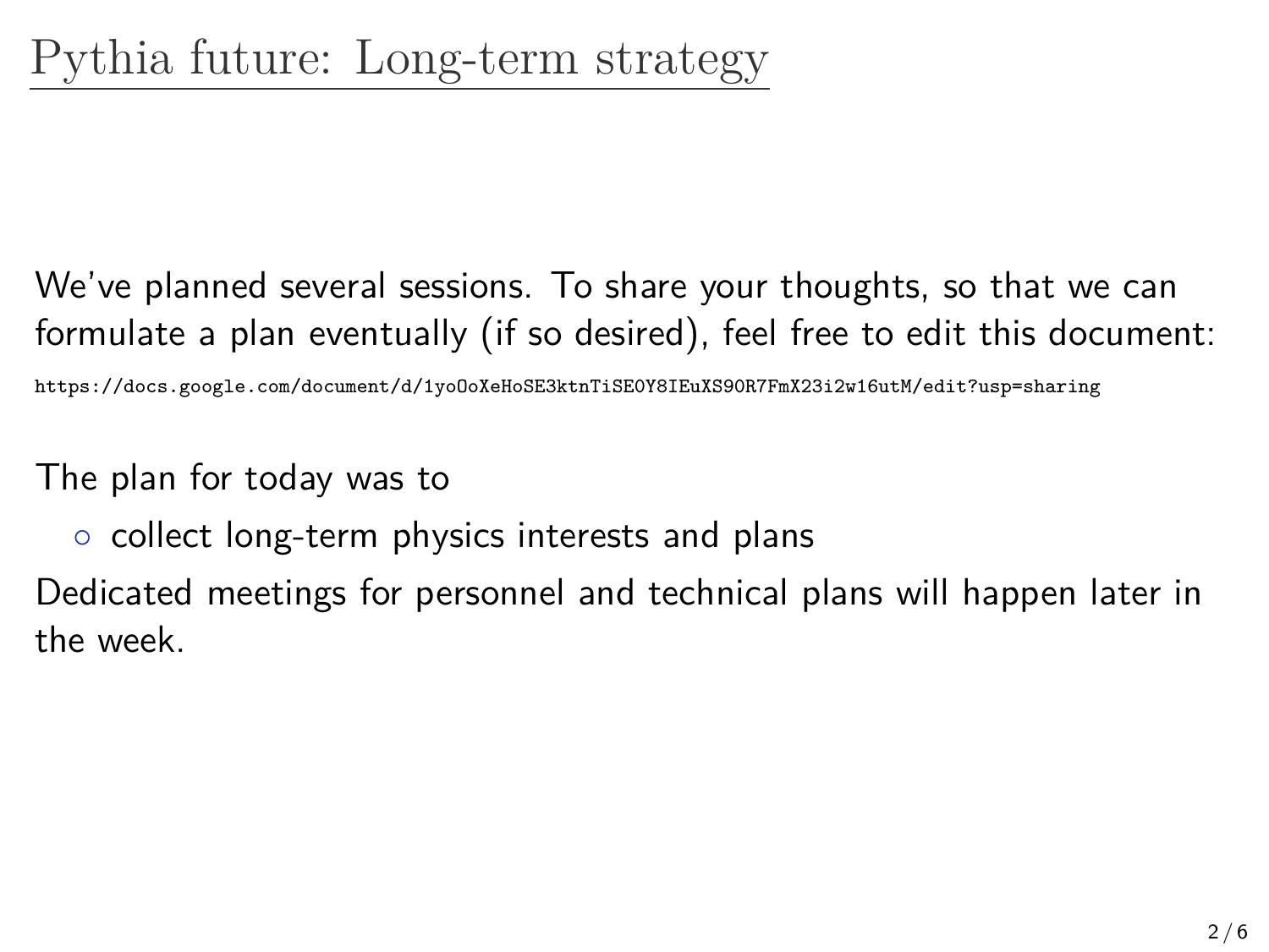# Pythia future: Long-term strategy

We've planned several sessions. To share your thoughts, so that we can formulate a plan eventually (if so desired), feel free to edit this document:

`https://docs.google.com/document/d/1yoOoXeHoSE3ktnTiSE0Y8IEuXS90R7FmX23i2w16utM/edit?usp=sharing`

The plan for today was to

- collect long-term physics interests and plans

Dedicated meetings for personnel and technical plans will happen later in the week.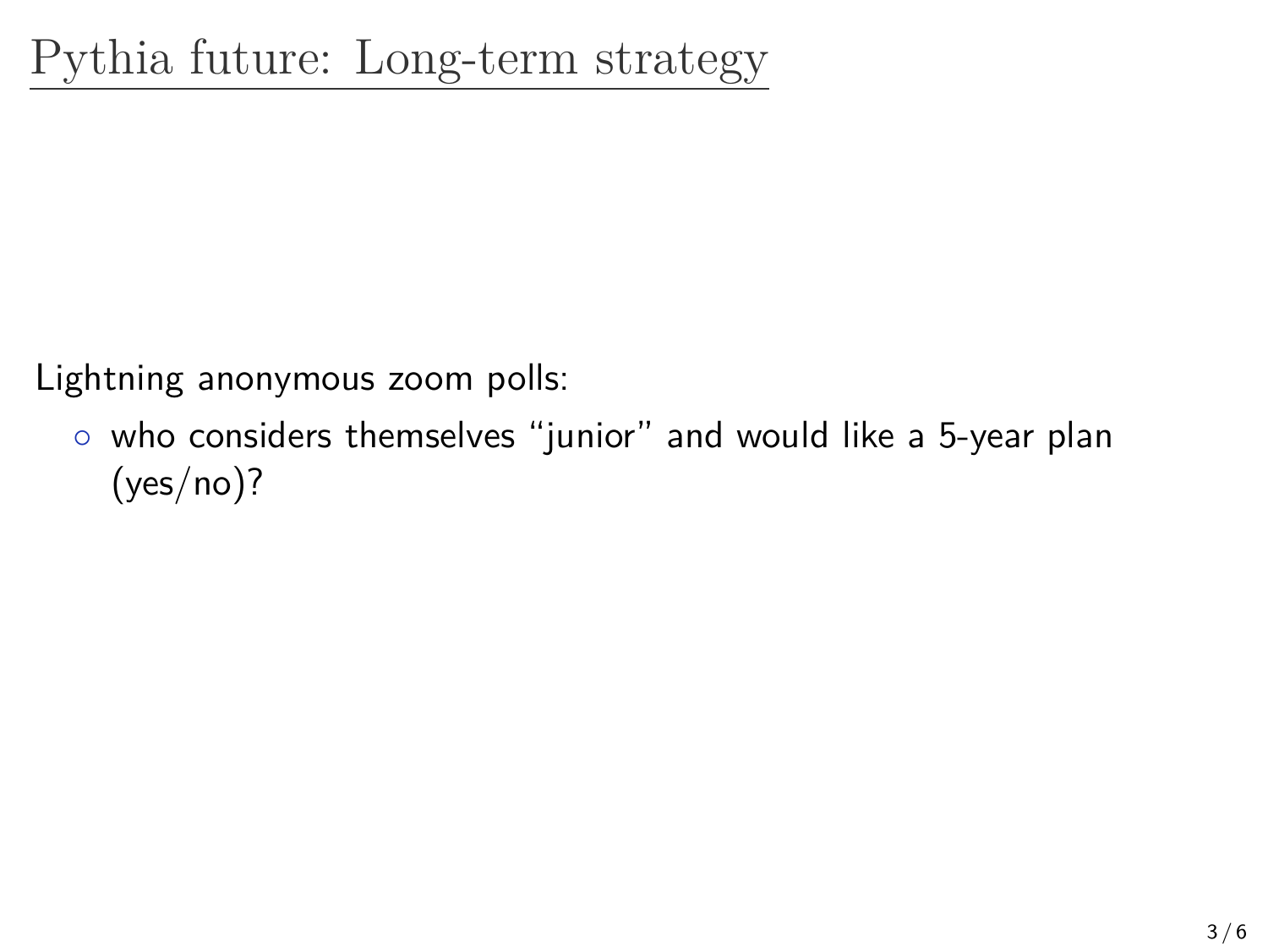# Pythia future: Long-term strategy

Lightning anonymous zoom polls:

- who considers themselves "junior" and would like a 5-year plan (yes/no)?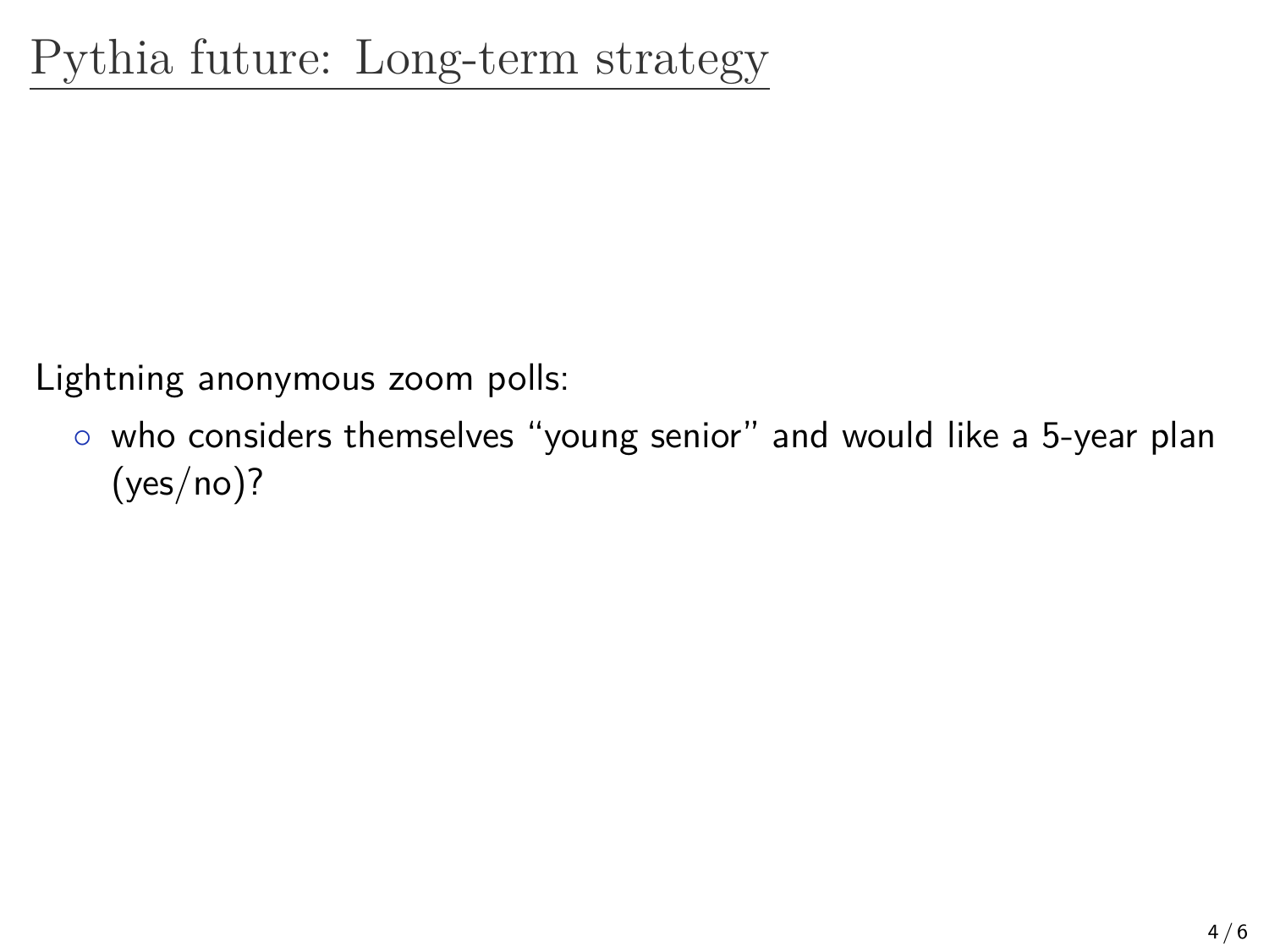# Pythia future: Long-term strategy

Lightning anonymous zoom polls:

- who considers themselves “young senior” and would like a 5-year plan (yes/no)?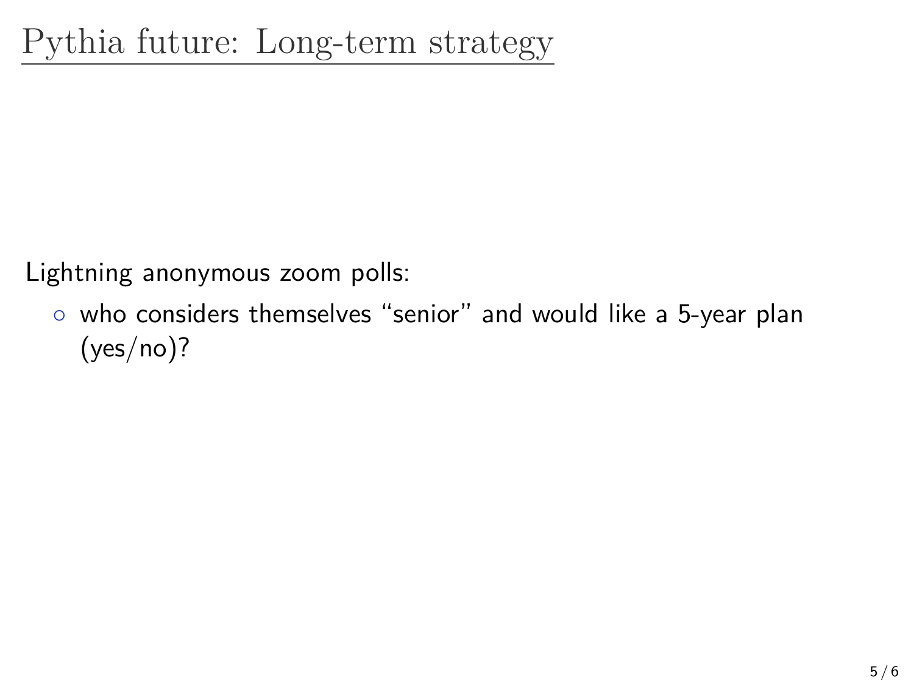# Pythia future: Long-term strategy

Lightning anonymous zoom polls:

- who considers themselves “senior” and would like a 5-year plan (yes/no)?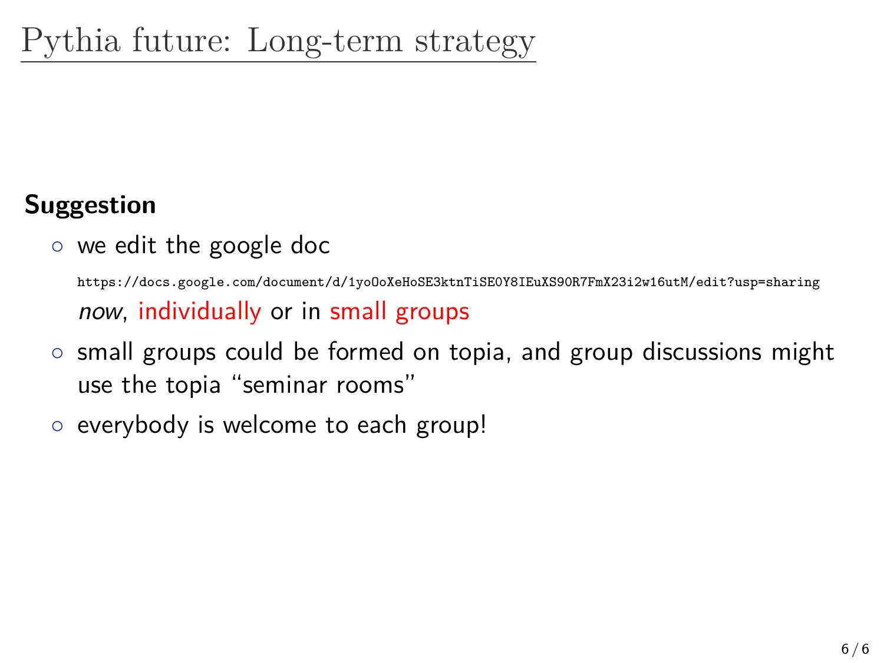# Pythia future: Long-term strategy

**Suggestion**

- we edit the google doc

  `https://docs.google.com/document/d/1yoOoXeHoSE3ktnTiSE0Y8IEuXS90R7FmX23i2w16utM/edit?usp=sharing`

  *now*, individually or in small groups
- small groups could be formed on topia, and group discussions might use the topia "seminar rooms"
- everybody is welcome to each group!